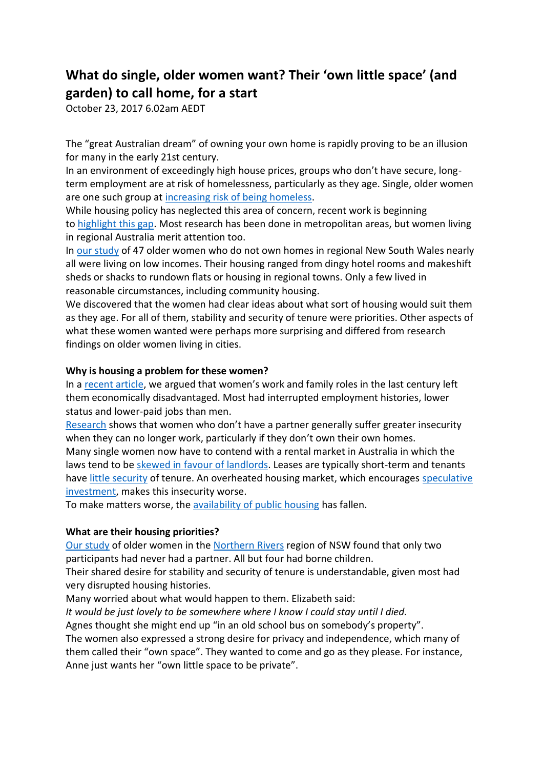# What do single, older women want? Their 'own little space' (and garden) to call home, for a start

October 23, 2017 6.02am AEDT

The "great Australian dream" of owning your own home is rapidly proving to be an illusion for many in the early 21st century.

In an environment of exceedingly high house prices, groups who don't have secure, long-term employment are at risk of homelessness, particularly as they age. Single, older women are one such group at increasing risk of being homeless.

While housing policy has neglected this area of concern, recent work is beginning to highlight this gap. Most research has been done in metropolitan areas, but women living in regional Australia merit attention too.

In our study of 47 older women who do not own homes in regional New South Wales nearly all were living on low incomes. Their housing ranged from dingy hotel rooms and makeshift sheds or shacks to rundown flats or housing in regional towns. Only a few lived in reasonable circumstances, including community housing.

We discovered that the women had clear ideas about what sort of housing would suit them as they age. For all of them, stability and security of tenure were priorities. Other aspects of what these women wanted were perhaps more surprising and differed from research findings on older women living in cities.

**Why is housing a problem for these women?**

In a recent article, we argued that women's work and family roles in the last century left them economically disadvantaged. Most had interrupted employment histories, lower status and lower-paid jobs than men.

Research shows that women who don't have a partner generally suffer greater insecurity when they can no longer work, particularly if they don't own their own homes.

Many single women now have to contend with a rental market in Australia in which the laws tend to be skewed in favour of landlords. Leases are typically short-term and tenants have little security of tenure. An overheated housing market, which encourages speculative investment, makes this insecurity worse.

To make matters worse, the availability of public housing has fallen.

**What are their housing priorities?**

Our study of older women in the Northern Rivers region of NSW found that only two participants had never had a partner. All but four had borne children.

Their shared desire for stability and security of tenure is understandable, given most had very disrupted housing histories.

Many worried about what would happen to them. Elizabeth said:

*It would be just lovely to be somewhere where I know I could stay until I died.*

Agnes thought she might end up "in an old school bus on somebody's property".

The women also expressed a strong desire for privacy and independence, which many of them called their "own space". They wanted to come and go as they please. For instance, Anne just wants her "own little space to be private".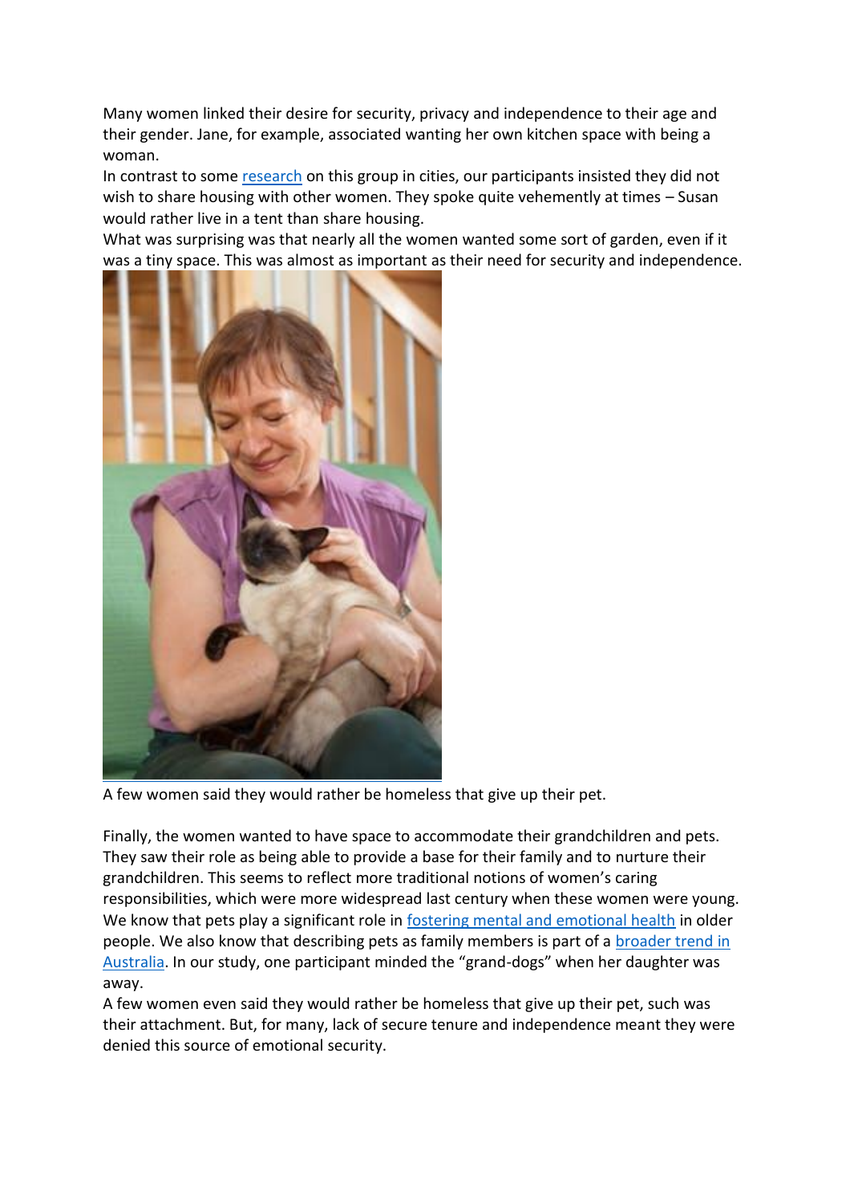Many women linked their desire for security, privacy and independence to their age and their gender. Jane, for example, associated wanting her own kitchen space with being a woman.

In contrast to some [research](research) on this group in cities, our participants insisted they did not wish to share housing with other women. They spoke quite vehemently at times – Susan would rather live in a tent than share housing.

What was surprising was that nearly all the women wanted some sort of garden, even if it was a tiny space. This was almost as important as their need for security and independence.

A few women said they would rather be homeless that give up their pet.

Finally, the women wanted to have space to accommodate their grandchildren and pets. They saw their role as being able to provide a base for their family and to nurture their grandchildren. This seems to reflect more traditional notions of women's caring responsibilities, which were more widespread last century when these women were young. We know that pets play a significant role in fostering mental and emotional health in older people. We also know that describing pets as family members is part of a broader trend in Australia. In our study, one participant minded the "grand-dogs" when her daughter was away.

A few women even said they would rather be homeless that give up their pet, such was their attachment. But, for many, lack of secure tenure and independence meant they were denied this source of emotional security.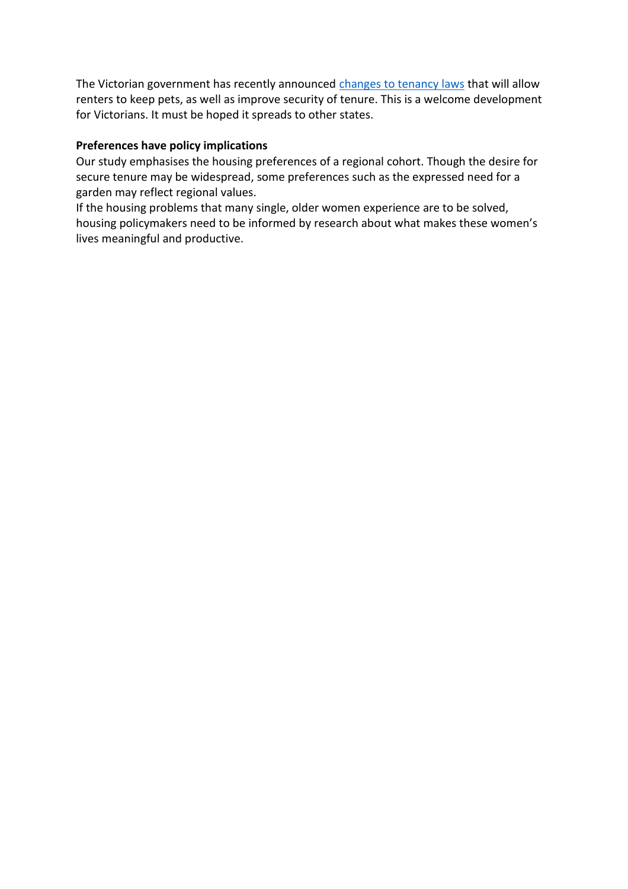The Victorian government has recently announced [changes to tenancy laws] that will allow renters to keep pets, as well as improve security of tenure. This is a welcome development for Victorians. It must be hoped it spreads to other states.

**Preferences have policy implications**

Our study emphasises the housing preferences of a regional cohort. Though the desire for secure tenure may be widespread, some preferences such as the expressed need for a garden may reflect regional values.

If the housing problems that many single, older women experience are to be solved, housing policymakers need to be informed by research about what makes these women's lives meaningful and productive.